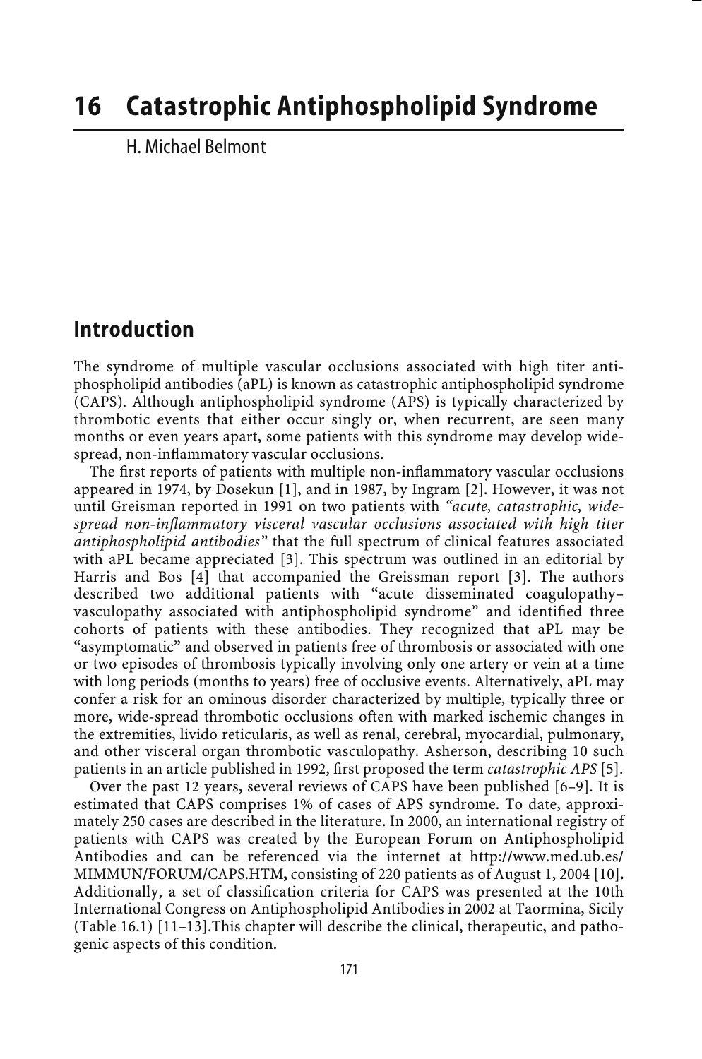# 16 Catastrophic Antiphospholipid Syndrome

H. Michael Belmont

## Introduction

The syndrome of multiple vascular occlusions associated with high titer antiphospholipid antibodies (aPL) is known as catastrophic antiphospholipid syndrome (CAPS). Although antiphospholipid syndrome (APS) is typically characterized by thrombotic events that either occur singly or, when recurrent, are seen many months or even years apart, some patients with this syndrome may develop widespread, non-inflammatory vascular occlusions.

The first reports of patients with multiple non-inflammatory vascular occlusions appeared in 1974, by Dosekun [1], and in 1987, by Ingram [2]. However, it was not until Greisman reported in 1991 on two patients with *"acute, catastrophic, widespread non-inflammatory visceral vascular occlusions associated with high titer antiphospholipid antibodies"* that the full spectrum of clinical features associated with aPL became appreciated [3]. This spectrum was outlined in an editorial by Harris and Bos [4] that accompanied the Greissman report [3]. The authors described two additional patients with "acute disseminated coagulopathy–vasculopathy associated with antiphospholipid syndrome" and identified three cohorts of patients with these antibodies. They recognized that aPL may be "asymptomatic" and observed in patients free of thrombosis or associated with one or two episodes of thrombosis typically involving only one artery or vein at a time with long periods (months to years) free of occlusive events. Alternatively, aPL may confer a risk for an ominous disorder characterized by multiple, typically three or more, wide-spread thrombotic occlusions often with marked ischemic changes in the extremities, livido reticularis, as well as renal, cerebral, myocardial, pulmonary, and other visceral organ thrombotic vasculopathy. Asherson, describing 10 such patients in an article published in 1992, first proposed the term *catastrophic APS* [5].

Over the past 12 years, several reviews of CAPS have been published [6–9]. It is estimated that CAPS comprises 1% of cases of APS syndrome. To date, approximately 250 cases are described in the literature. In 2000, an international registry of patients with CAPS was created by the European Forum on Antiphospholipid Antibodies and can be referenced via the internet at http://www.med.ub.es/MIMMUN/FORUM/CAPS.HTM, consisting of 220 patients as of August 1, 2004 [10]. Additionally, a set of classification criteria for CAPS was presented at the 10th International Congress on Antiphospholipid Antibodies in 2002 at Taormina, Sicily (Table 16.1) [11–13].This chapter will describe the clinical, therapeutic, and pathogenic aspects of this condition.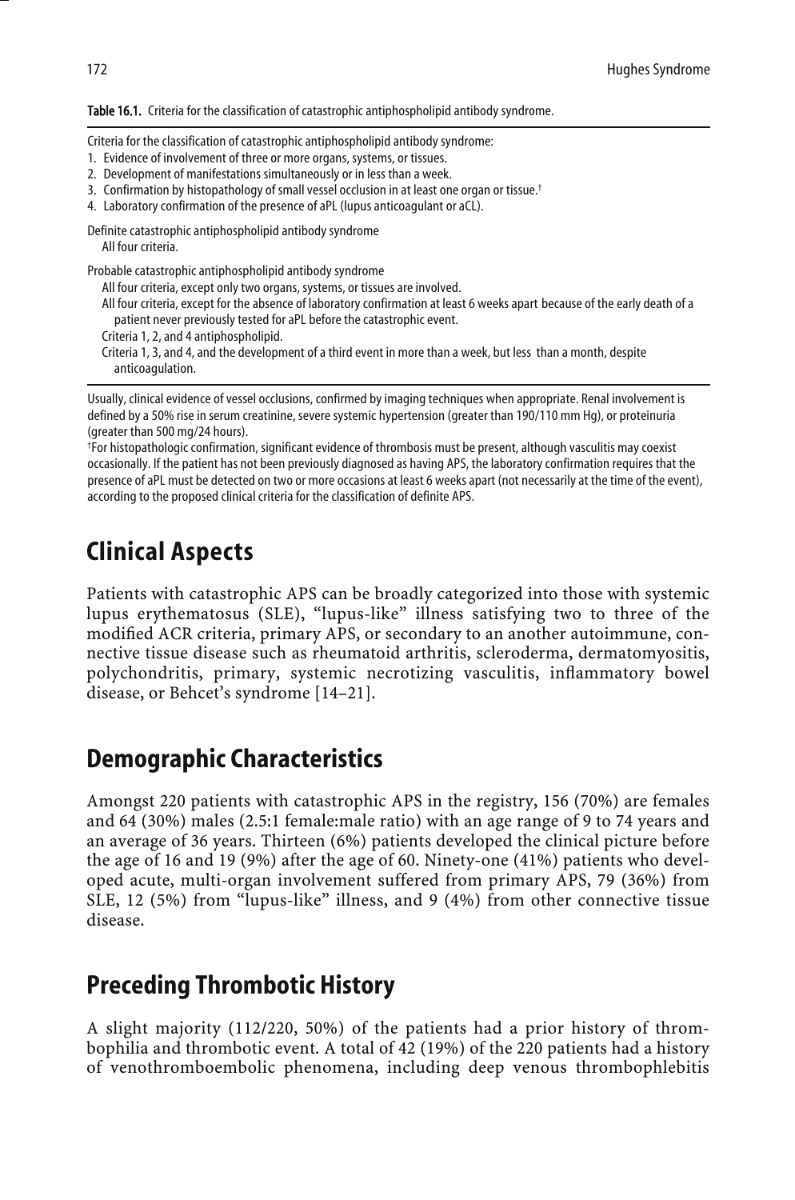**Table 16.1.** Criteria for the classification of catastrophic antiphospholipid antibody syndrome.

Criteria for the classification of catastrophic antiphospholipid antibody syndrome:

1. Evidence of involvement of three or more organs, systems, or tissues.
2. Development of manifestations simultaneously or in less than a week.
3. Confirmation by histopathology of small vessel occlusion in at least one organ or tissue.†
4. Laboratory confirmation of the presence of aPL (lupus anticoagulant or aCL).

Definite catastrophic antiphospholipid antibody syndrome
All four criteria.

Probable catastrophic antiphospholipid antibody syndrome
All four criteria, except only two organs, systems, or tissues are involved.
All four criteria, except for the absence of laboratory confirmation at least 6 weeks apart because of the early death of a patient never previously tested for aPL before the catastrophic event.
Criteria 1, 2, and 4 antiphospholipid.
Criteria 1, 3, and 4, and the development of a third event in more than a week, but less than a month, despite anticoagulation.

Usually, clinical evidence of vessel occlusions, confirmed by imaging techniques when appropriate. Renal involvement is defined by a 50% rise in serum creatinine, severe systemic hypertension (greater than 190/110 mm Hg), or proteinuria (greater than 500 mg/24 hours).

†For histopathologic confirmation, significant evidence of thrombosis must be present, although vasculitis may coexist occasionally. If the patient has not been previously diagnosed as having APS, the laboratory confirmation requires that the presence of aPL must be detected on two or more occasions at least 6 weeks apart (not necessarily at the time of the event), according to the proposed clinical criteria for the classification of definite APS.

## Clinical Aspects

Patients with catastrophic APS can be broadly categorized into those with systemic lupus erythematosus (SLE), "lupus-like" illness satisfying two to three of the modified ACR criteria, primary APS, or secondary to an another autoimmune, connective tissue disease such as rheumatoid arthritis, scleroderma, dermatomyositis, polychondritis, primary, systemic necrotizing vasculitis, inflammatory bowel disease, or Behcet's syndrome [14–21].

## Demographic Characteristics

Amongst 220 patients with catastrophic APS in the registry, 156 (70%) are females and 64 (30%) males (2.5:1 female:male ratio) with an age range of 9 to 74 years and an average of 36 years. Thirteen (6%) patients developed the clinical picture before the age of 16 and 19 (9%) after the age of 60. Ninety-one (41%) patients who developed acute, multi-organ involvement suffered from primary APS, 79 (36%) from SLE, 12 (5%) from "lupus-like" illness, and 9 (4%) from other connective tissue disease.

## Preceding Thrombotic History

A slight majority (112/220, 50%) of the patients had a prior history of thrombophilia and thrombotic event. A total of 42 (19%) of the 220 patients had a history of venothromboembolic phenomena, including deep venous thrombophlebitis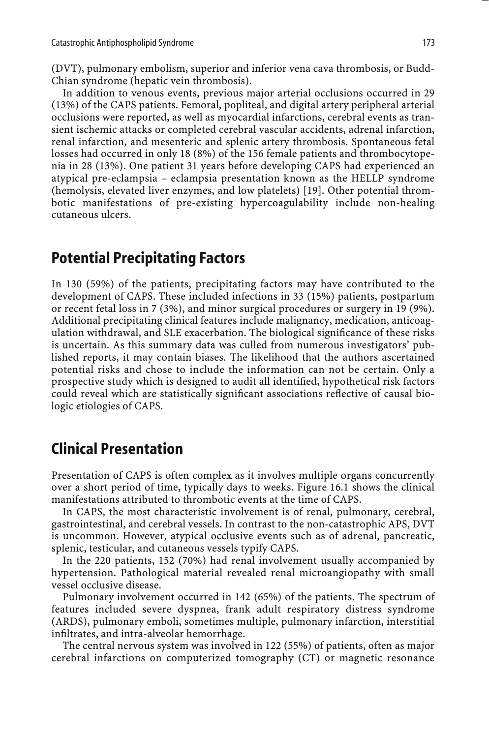(DVT), pulmonary embolism, superior and inferior vena cava thrombosis, or Budd-Chian syndrome (hepatic vein thrombosis).

In addition to venous events, previous major arterial occlusions occurred in 29 (13%) of the CAPS patients. Femoral, popliteal, and digital artery peripheral arterial occlusions were reported, as well as myocardial infarctions, cerebral events as transient ischemic attacks or completed cerebral vascular accidents, adrenal infarction, renal infarction, and mesenteric and splenic artery thrombosis. Spontaneous fetal losses had occurred in only 18 (8%) of the 156 female patients and thrombocytopenia in 28 (13%). One patient 31 years before developing CAPS had experienced an atypical pre-eclampsia – eclampsia presentation known as the HELLP syndrome (hemolysis, elevated liver enzymes, and low platelets) [19]. Other potential thrombotic manifestations of pre-existing hypercoagulability include non-healing cutaneous ulcers.

## Potential Precipitating Factors

In 130 (59%) of the patients, precipitating factors may have contributed to the development of CAPS. These included infections in 33 (15%) patients, postpartum or recent fetal loss in 7 (3%), and minor surgical procedures or surgery in 19 (9%). Additional precipitating clinical features include malignancy, medication, anticoagulation withdrawal, and SLE exacerbation. The biological significance of these risks is uncertain. As this summary data was culled from numerous investigators' published reports, it may contain biases. The likelihood that the authors ascertained potential risks and chose to include the information can not be certain. Only a prospective study which is designed to audit all identified, hypothetical risk factors could reveal which are statistically significant associations reflective of causal biologic etiologies of CAPS.

## Clinical Presentation

Presentation of CAPS is often complex as it involves multiple organs concurrently over a short period of time, typically days to weeks. Figure 16.1 shows the clinical manifestations attributed to thrombotic events at the time of CAPS.

In CAPS, the most characteristic involvement is of renal, pulmonary, cerebral, gastrointestinal, and cerebral vessels. In contrast to the non-catastrophic APS, DVT is uncommon. However, atypical occlusive events such as of adrenal, pancreatic, splenic, testicular, and cutaneous vessels typify CAPS.

In the 220 patients, 152 (70%) had renal involvement usually accompanied by hypertension. Pathological material revealed renal microangiopathy with small vessel occlusive disease.

Pulmonary involvement occurred in 142 (65%) of the patients. The spectrum of features included severe dyspnea, frank adult respiratory distress syndrome (ARDS), pulmonary emboli, sometimes multiple, pulmonary infarction, interstitial infiltrates, and intra-alveolar hemorrhage.

The central nervous system was involved in 122 (55%) of patients, often as major cerebral infarctions on computerized tomography (CT) or magnetic resonance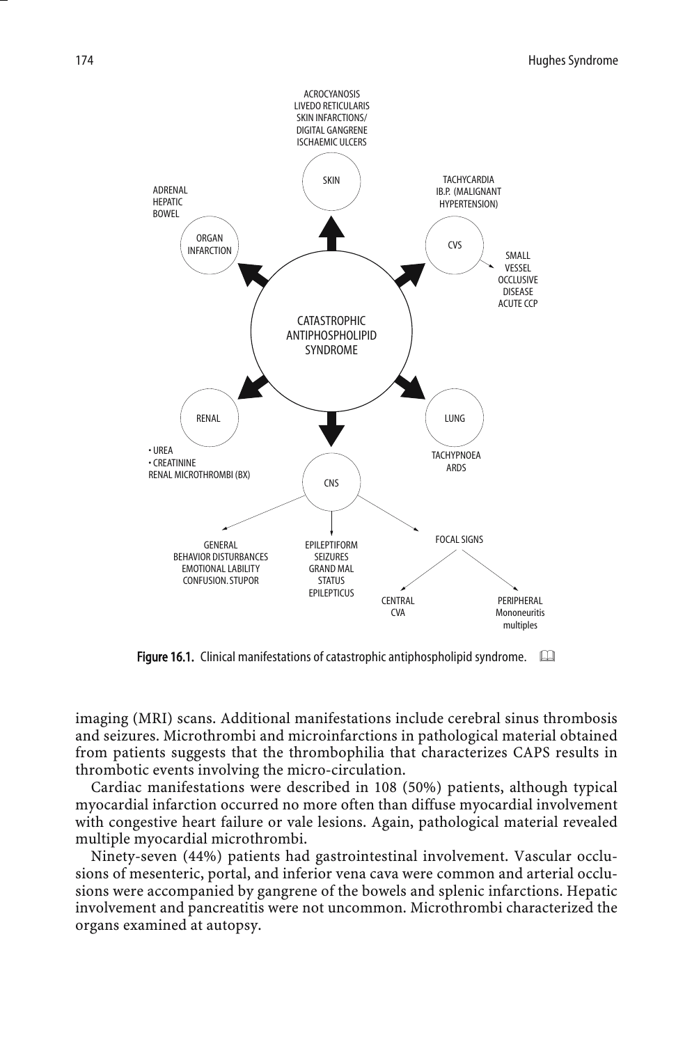ACROCYANOSIS
LIVEDO RETICULARIS
SKIN INFARCTIONS/
DIGITAL GANGRENE
ISCHAEMIC ULCERS

SKIN

TACHYCARDIA
IB.P. (MALIGNANT
HYPERTENSION)

CVS

SMALL
VESSEL
OCCLUSIVE
DISEASE
ACUTE CCP

ADRENAL
HEPATIC
BOWEL

ORGAN
INFARCTION

CATASTROPHIC
ANTIPHOSPHOLIPID
SYNDROME

RENAL

• UREA
• CREATININE
RENAL MICROTHROMBI (BX)

LUNG

TACHYPNOEA
ARDS

CNS

GENERAL
BEHAVIOR DISTURBANCES
EMOTIONAL LABILITY
CONFUSION. STUPOR

EPILEPTIFORM
SEIZURES
GRAND MAL
STATUS
EPILEPTICUS

FOCAL SIGNS

CENTRAL
CVA

PERIPHERAL
Mononeuritis
multiples

**Figure 16.1.** Clinical manifestations of catastrophic antiphospholipid syndrome.

imaging (MRI) scans. Additional manifestations include cerebral sinus thrombosis and seizures. Microthrombi and microinfarctions in pathological material obtained from patients suggests that the thrombophilia that characterizes CAPS results in thrombotic events involving the micro-circulation.

Cardiac manifestations were described in 108 (50%) patients, although typical myocardial infarction occurred no more often than diffuse myocardial involvement with congestive heart failure or vale lesions. Again, pathological material revealed multiple myocardial microthrombi.

Ninety-seven (44%) patients had gastrointestinal involvement. Vascular occlusions of mesenteric, portal, and inferior vena cava were common and arterial occlusions were accompanied by gangrene of the bowels and splenic infarctions. Hepatic involvement and pancreatitis were not uncommon. Microthrombi characterized the organs examined at autopsy.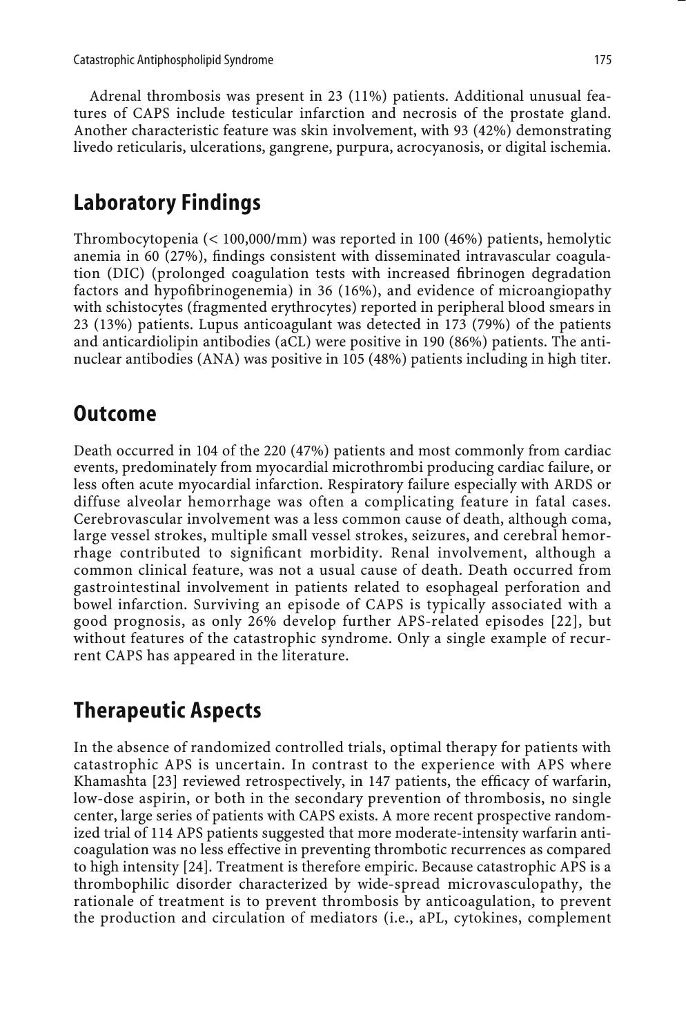Adrenal thrombosis was present in 23 (11%) patients. Additional unusual features of CAPS include testicular infarction and necrosis of the prostate gland. Another characteristic feature was skin involvement, with 93 (42%) demonstrating livedo reticularis, ulcerations, gangrene, purpura, acrocyanosis, or digital ischemia.

## Laboratory Findings

Thrombocytopenia (< 100,000/mm) was reported in 100 (46%) patients, hemolytic anemia in 60 (27%), findings consistent with disseminated intravascular coagulation (DIC) (prolonged coagulation tests with increased fibrinogen degradation factors and hypofibrinogenemia) in 36 (16%), and evidence of microangiopathy with schistocytes (fragmented erythrocytes) reported in peripheral blood smears in 23 (13%) patients. Lupus anticoagulant was detected in 173 (79%) of the patients and anticardiolipin antibodies (aCL) were positive in 190 (86%) patients. The antinuclear antibodies (ANA) was positive in 105 (48%) patients including in high titer.

## Outcome

Death occurred in 104 of the 220 (47%) patients and most commonly from cardiac events, predominately from myocardial microthrombi producing cardiac failure, or less often acute myocardial infarction. Respiratory failure especially with ARDS or diffuse alveolar hemorrhage was often a complicating feature in fatal cases. Cerebrovascular involvement was a less common cause of death, although coma, large vessel strokes, multiple small vessel strokes, seizures, and cerebral hemorrhage contributed to significant morbidity. Renal involvement, although a common clinical feature, was not a usual cause of death. Death occurred from gastrointestinal involvement in patients related to esophageal perforation and bowel infarction. Surviving an episode of CAPS is typically associated with a good prognosis, as only 26% develop further APS-related episodes [22], but without features of the catastrophic syndrome. Only a single example of recurrent CAPS has appeared in the literature.

## Therapeutic Aspects

In the absence of randomized controlled trials, optimal therapy for patients with catastrophic APS is uncertain. In contrast to the experience with APS where Khamashta [23] reviewed retrospectively, in 147 patients, the efficacy of warfarin, low-dose aspirin, or both in the secondary prevention of thrombosis, no single center, large series of patients with CAPS exists. A more recent prospective randomized trial of 114 APS patients suggested that more moderate-intensity warfarin anticoagulation was no less effective in preventing thrombotic recurrences as compared to high intensity [24]. Treatment is therefore empiric. Because catastrophic APS is a thrombophilic disorder characterized by wide-spread microvasculopathy, the rationale of treatment is to prevent thrombosis by anticoagulation, to prevent the production and circulation of mediators (i.e., aPL, cytokines, complement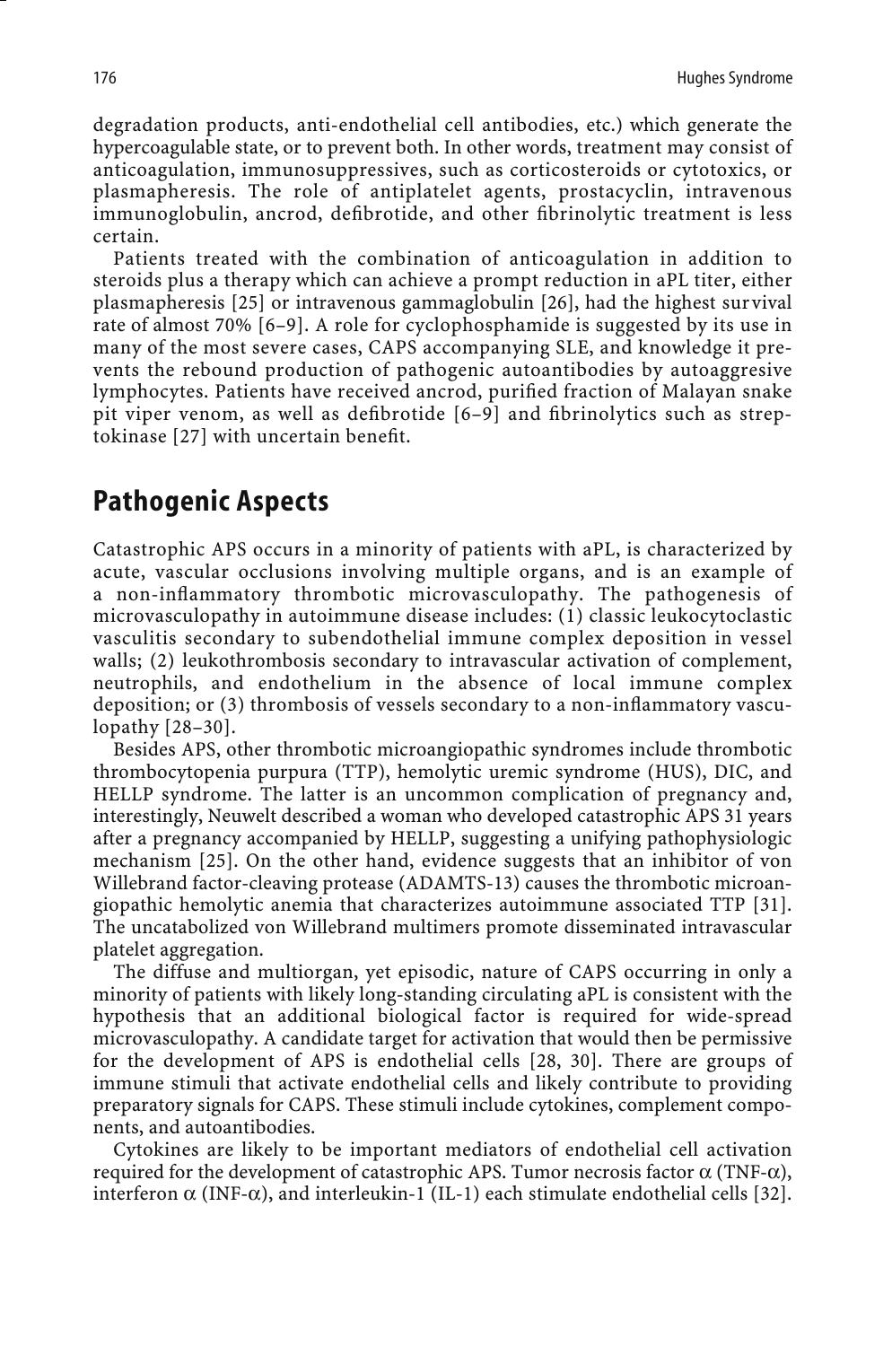degradation products, anti-endothelial cell antibodies, etc.) which generate the hypercoagulable state, or to prevent both. In other words, treatment may consist of anticoagulation, immunosuppressives, such as corticosteroids or cytotoxics, or plasmapheresis. The role of antiplatelet agents, prostacyclin, intravenous immunoglobulin, ancrod, defibrotide, and other fibrinolytic treatment is less certain.

Patients treated with the combination of anticoagulation in addition to steroids plus a therapy which can achieve a prompt reduction in aPL titer, either plasmapheresis [25] or intravenous gammaglobulin [26], had the highest survival rate of almost 70% [6–9]. A role for cyclophosphamide is suggested by its use in many of the most severe cases, CAPS accompanying SLE, and knowledge it prevents the rebound production of pathogenic autoantibodies by autoaggresive lymphocytes. Patients have received ancrod, purified fraction of Malayan snake pit viper venom, as well as defibrotide [6–9] and fibrinolytics such as streptokinase [27] with uncertain benefit.

## Pathogenic Aspects

Catastrophic APS occurs in a minority of patients with aPL, is characterized by acute, vascular occlusions involving multiple organs, and is an example of a non-inflammatory thrombotic microvasculopathy. The pathogenesis of microvasculopathy in autoimmune disease includes: (1) classic leukocytoclastic vasculitis secondary to subendothelial immune complex deposition in vessel walls; (2) leukothrombosis secondary to intravascular activation of complement, neutrophils, and endothelium in the absence of local immune complex deposition; or (3) thrombosis of vessels secondary to a non-inflammatory vasculopathy [28–30].

Besides APS, other thrombotic microangiopathic syndromes include thrombotic thrombocytopenia purpura (TTP), hemolytic uremic syndrome (HUS), DIC, and HELLP syndrome. The latter is an uncommon complication of pregnancy and, interestingly, Neuwelt described a woman who developed catastrophic APS 31 years after a pregnancy accompanied by HELLP, suggesting a unifying pathophysiologic mechanism [25]. On the other hand, evidence suggests that an inhibitor of von Willebrand factor-cleaving protease (ADAMTS-13) causes the thrombotic microangiopathic hemolytic anemia that characterizes autoimmune associated TTP [31]. The uncatabolized von Willebrand multimers promote disseminated intravascular platelet aggregation.

The diffuse and multiorgan, yet episodic, nature of CAPS occurring in only a minority of patients with likely long-standing circulating aPL is consistent with the hypothesis that an additional biological factor is required for wide-spread microvasculopathy. A candidate target for activation that would then be permissive for the development of APS is endothelial cells [28, 30]. There are groups of immune stimuli that activate endothelial cells and likely contribute to providing preparatory signals for CAPS. These stimuli include cytokines, complement components, and autoantibodies.

Cytokines are likely to be important mediators of endothelial cell activation required for the development of catastrophic APS. Tumor necrosis factor $\alpha$ (TNF-$\alpha$), interferon $\alpha$ (INF-$\alpha$), and interleukin-1 (IL-1) each stimulate endothelial cells [32].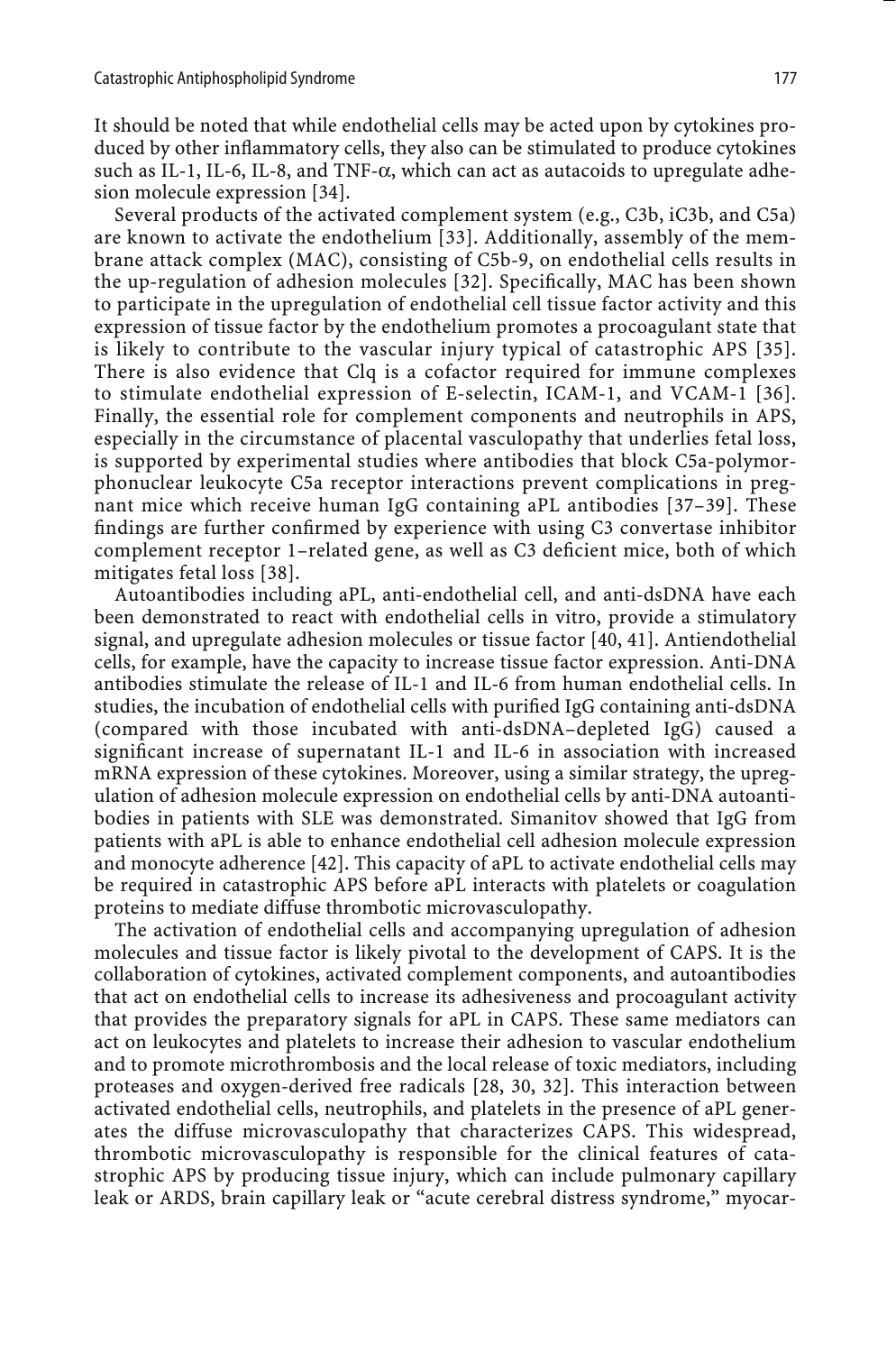It should be noted that while endothelial cells may be acted upon by cytokines produced by other inflammatory cells, they also can be stimulated to produce cytokines such as IL-1, IL-6, IL-8, and TNF-$\alpha$, which can act as autacoids to upregulate adhesion molecule expression [34].

Several products of the activated complement system (e.g., C3b, iC3b, and C5a) are known to activate the endothelium [33]. Additionally, assembly of the membrane attack complex (MAC), consisting of C5b-9, on endothelial cells results in the up-regulation of adhesion molecules [32]. Specifically, MAC has been shown to participate in the upregulation of endothelial cell tissue factor activity and this expression of tissue factor by the endothelium promotes a procoagulant state that is likely to contribute to the vascular injury typical of catastrophic APS [35]. There is also evidence that Clq is a cofactor required for immune complexes to stimulate endothelial expression of E-selectin, ICAM-1, and VCAM-1 [36]. Finally, the essential role for complement components and neutrophils in APS, especially in the circumstance of placental vasculopathy that underlies fetal loss, is supported by experimental studies where antibodies that block C5a-polymorphonuclear leukocyte C5a receptor interactions prevent complications in pregnant mice which receive human IgG containing aPL antibodies [37–39]. These findings are further confirmed by experience with using C3 convertase inhibitor complement receptor 1–related gene, as well as C3 deficient mice, both of which mitigates fetal loss [38].

Autoantibodies including aPL, anti-endothelial cell, and anti-dsDNA have each been demonstrated to react with endothelial cells in vitro, provide a stimulatory signal, and upregulate adhesion molecules or tissue factor [40, 41]. Antiendothelial cells, for example, have the capacity to increase tissue factor expression. Anti-DNA antibodies stimulate the release of IL-1 and IL-6 from human endothelial cells. In studies, the incubation of endothelial cells with purified IgG containing anti-dsDNA (compared with those incubated with anti-dsDNA–depleted IgG) caused a significant increase of supernatant IL-1 and IL-6 in association with increased mRNA expression of these cytokines. Moreover, using a similar strategy, the upregulation of adhesion molecule expression on endothelial cells by anti-DNA autoantibodies in patients with SLE was demonstrated. Simanitov showed that IgG from patients with aPL is able to enhance endothelial cell adhesion molecule expression and monocyte adherence [42]. This capacity of aPL to activate endothelial cells may be required in catastrophic APS before aPL interacts with platelets or coagulation proteins to mediate diffuse thrombotic microvasculopathy.

The activation of endothelial cells and accompanying upregulation of adhesion molecules and tissue factor is likely pivotal to the development of CAPS. It is the collaboration of cytokines, activated complement components, and autoantibodies that act on endothelial cells to increase its adhesiveness and procoagulant activity that provides the preparatory signals for aPL in CAPS. These same mediators can act on leukocytes and platelets to increase their adhesion to vascular endothelium and to promote microthrombosis and the local release of toxic mediators, including proteases and oxygen-derived free radicals [28, 30, 32]. This interaction between activated endothelial cells, neutrophils, and platelets in the presence of aPL generates the diffuse microvasculopathy that characterizes CAPS. This widespread, thrombotic microvasculopathy is responsible for the clinical features of catastrophic APS by producing tissue injury, which can include pulmonary capillary leak or ARDS, brain capillary leak or "acute cerebral distress syndrome," myocar-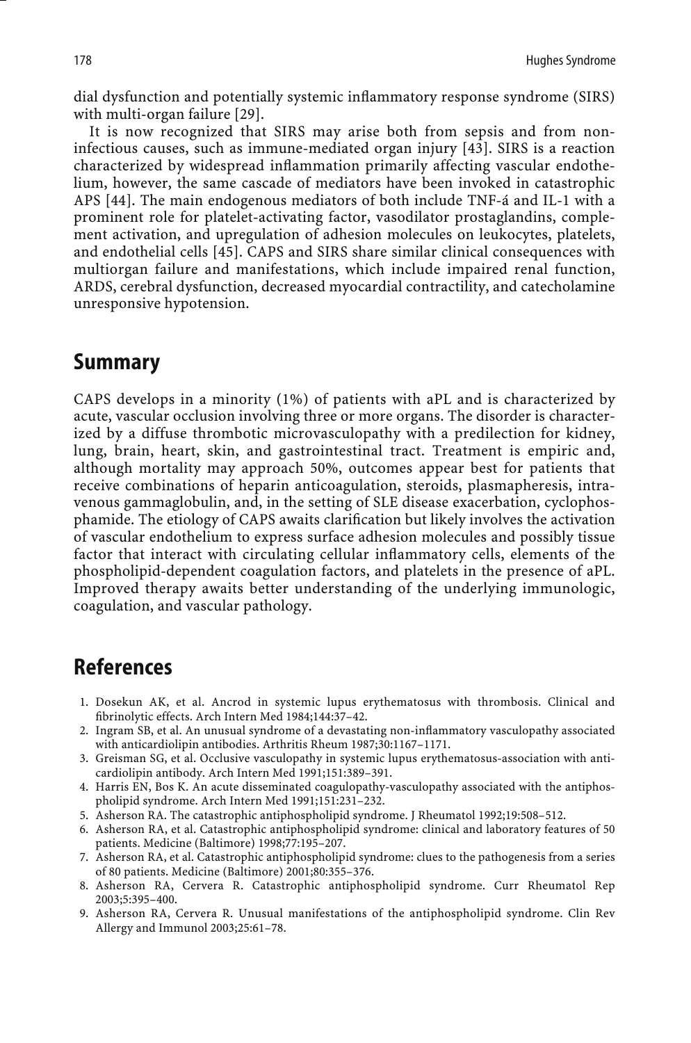dial dysfunction and potentially systemic inflammatory response syndrome (SIRS) with multi-organ failure [29].

It is now recognized that SIRS may arise both from sepsis and from non-infectious causes, such as immune-mediated organ injury [43]. SIRS is a reaction characterized by widespread inflammation primarily affecting vascular endothelium, however, the same cascade of mediators have been invoked in catastrophic APS [44]. The main endogenous mediators of both include TNF-á and IL-1 with a prominent role for platelet-activating factor, vasodilator prostaglandins, complement activation, and upregulation of adhesion molecules on leukocytes, platelets, and endothelial cells [45]. CAPS and SIRS share similar clinical consequences with multiorgan failure and manifestations, which include impaired renal function, ARDS, cerebral dysfunction, decreased myocardial contractility, and catecholamine unresponsive hypotension.

## Summary

CAPS develops in a minority (1%) of patients with aPL and is characterized by acute, vascular occlusion involving three or more organs. The disorder is characterized by a diffuse thrombotic microvasculopathy with a predilection for kidney, lung, brain, heart, skin, and gastrointestinal tract. Treatment is empiric and, although mortality may approach 50%, outcomes appear best for patients that receive combinations of heparin anticoagulation, steroids, plasmapheresis, intravenous gammaglobulin, and, in the setting of SLE disease exacerbation, cyclophosphamide. The etiology of CAPS awaits clarification but likely involves the activation of vascular endothelium to express surface adhesion molecules and possibly tissue factor that interact with circulating cellular inflammatory cells, elements of the phospholipid-dependent coagulation factors, and platelets in the presence of aPL. Improved therapy awaits better understanding of the underlying immunologic, coagulation, and vascular pathology.

## References

1. Dosekun AK, et al. Ancrod in systemic lupus erythematosus with thrombosis. Clinical and fibrinolytic effects. Arch Intern Med 1984;144:37–42.
2. Ingram SB, et al. An unusual syndrome of a devastating non-inflammatory vasculopathy associated with anticardiolipin antibodies. Arthritis Rheum 1987;30:1167–1171.
3. Greisman SG, et al. Occlusive vasculopathy in systemic lupus erythematosus-association with anticardiolipin antibody. Arch Intern Med 1991;151:389–391.
4. Harris EN, Bos K. An acute disseminated coagulopathy-vasculopathy associated with the antiphospholipid syndrome. Arch Intern Med 1991;151:231–232.
5. Asherson RA. The catastrophic antiphospholipid syndrome. J Rheumatol 1992;19:508–512.
6. Asherson RA, et al. Catastrophic antiphospholipid syndrome: clinical and laboratory features of 50 patients. Medicine (Baltimore) 1998;77:195–207.
7. Asherson RA, et al. Catastrophic antiphospholipid syndrome: clues to the pathogenesis from a series of 80 patients. Medicine (Baltimore) 2001;80:355–376.
8. Asherson RA, Cervera R. Catastrophic antiphospholipid syndrome. Curr Rheumatol Rep 2003;5:395–400.
9. Asherson RA, Cervera R. Unusual manifestations of the antiphospholipid syndrome. Clin Rev Allergy and Immunol 2003;25:61–78.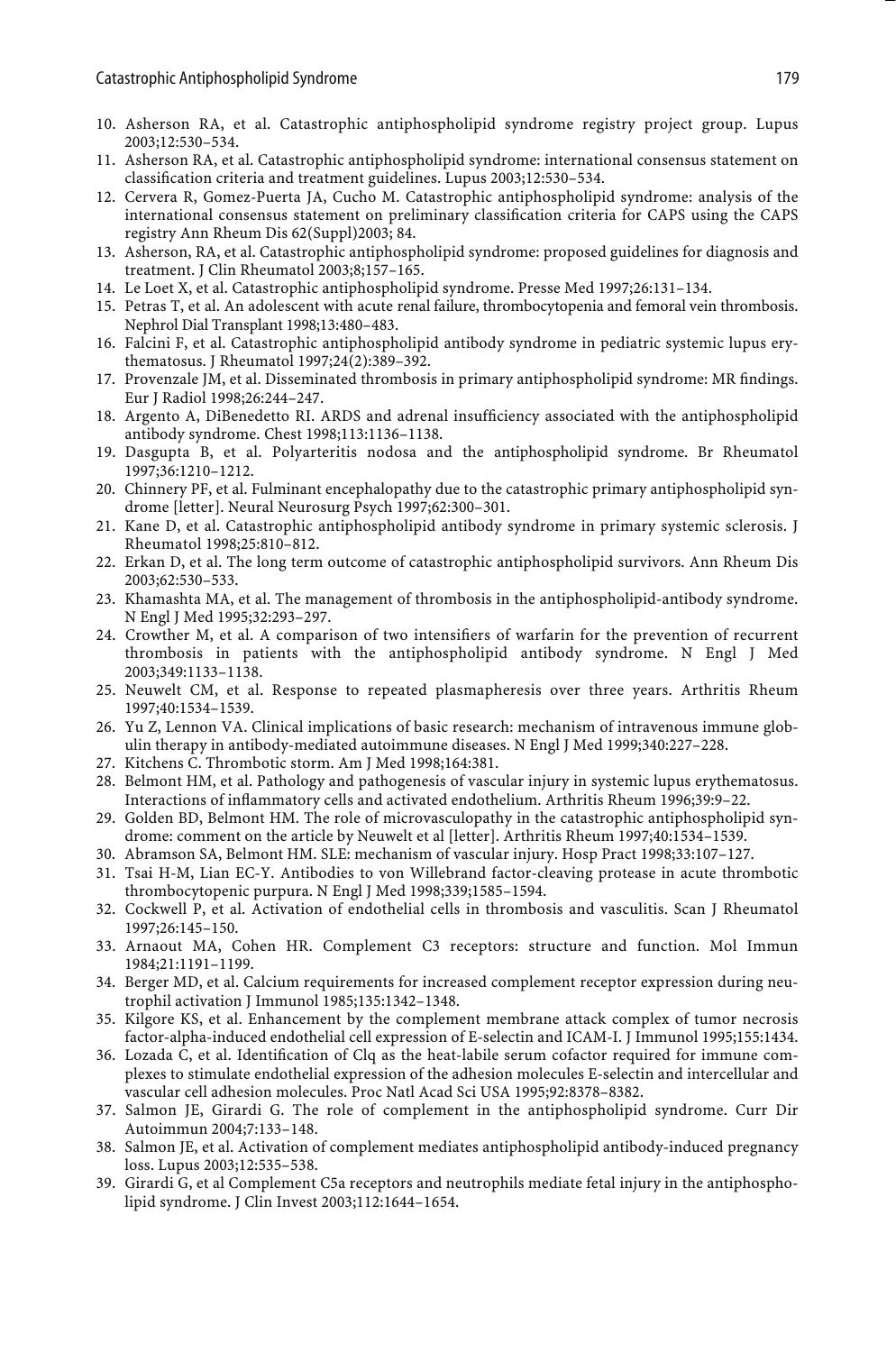10. Asherson RA, et al. Catastrophic antiphospholipid syndrome registry project group. Lupus 2003;12:530–534.
11. Asherson RA, et al. Catastrophic antiphospholipid syndrome: international consensus statement on classification criteria and treatment guidelines. Lupus 2003;12:530–534.
12. Cervera R, Gomez-Puerta JA, Cucho M. Catastrophic antiphospholipid syndrome: analysis of the international consensus statement on preliminary classification criteria for CAPS using the CAPS registry Ann Rheum Dis 62(Suppl)2003; 84.
13. Asherson, RA, et al. Catastrophic antiphospholipid syndrome: proposed guidelines for diagnosis and treatment. J Clin Rheumatol 2003;8;157–165.
14. Le Loet X, et al. Catastrophic antiphospholipid syndrome. Presse Med 1997;26:131–134.
15. Petras T, et al. An adolescent with acute renal failure, thrombocytopenia and femoral vein thrombosis. Nephrol Dial Transplant 1998;13:480–483.
16. Falcini F, et al. Catastrophic antiphospholipid antibody syndrome in pediatric systemic lupus erythematosus. J Rheumatol 1997;24(2):389–392.
17. Provenzale JM, et al. Disseminated thrombosis in primary antiphospholipid syndrome: MR findings. Eur J Radiol 1998;26:244–247.
18. Argento A, DiBenedetto RI. ARDS and adrenal insufficiency associated with the antiphospholipid antibody syndrome. Chest 1998;113:1136–1138.
19. Dasgupta B, et al. Polyarteritis nodosa and the antiphospholipid syndrome. Br Rheumatol 1997;36:1210–1212.
20. Chinnery PF, et al. Fulminant encephalopathy due to the catastrophic primary antiphospholipid syndrome [letter]. Neural Neurosurg Psych 1997;62:300–301.
21. Kane D, et al. Catastrophic antiphospholipid antibody syndrome in primary systemic sclerosis. J Rheumatol 1998;25:810–812.
22. Erkan D, et al. The long term outcome of catastrophic antiphospholipid survivors. Ann Rheum Dis 2003;62:530–533.
23. Khamashta MA, et al. The management of thrombosis in the antiphospholipid-antibody syndrome. N Engl J Med 1995;32:293–297.
24. Crowther M, et al. A comparison of two intensifiers of warfarin for the prevention of recurrent thrombosis in patients with the antiphospholipid antibody syndrome. N Engl J Med 2003;349:1133–1138.
25. Neuwelt CM, et al. Response to repeated plasmapheresis over three years. Arthritis Rheum 1997;40:1534–1539.
26. Yu Z, Lennon VA. Clinical implications of basic research: mechanism of intravenous immune globulin therapy in antibody-mediated autoimmune diseases. N Engl J Med 1999;340:227–228.
27. Kitchens C. Thrombotic storm. Am J Med 1998;164:381.
28. Belmont HM, et al. Pathology and pathogenesis of vascular injury in systemic lupus erythematosus. Interactions of inflammatory cells and activated endothelium. Arthritis Rheum 1996;39:9–22.
29. Golden BD, Belmont HM. The role of microvasculopathy in the catastrophic antiphospholipid syndrome: comment on the article by Neuwelt et al [letter]. Arthritis Rheum 1997;40:1534–1539.
30. Abramson SA, Belmont HM. SLE: mechanism of vascular injury. Hosp Pract 1998;33:107–127.
31. Tsai H-M, Lian EC-Y. Antibodies to von Willebrand factor-cleaving protease in acute thrombotic thrombocytopenic purpura. N Engl J Med 1998;339;1585–1594.
32. Cockwell P, et al. Activation of endothelial cells in thrombosis and vasculitis. Scan J Rheumatol 1997;26:145–150.
33. Arnaout MA, Cohen HR. Complement C3 receptors: structure and function. Mol Immun 1984;21:1191–1199.
34. Berger MD, et al. Calcium requirements for increased complement receptor expression during neutrophil activation J Immunol 1985;135:1342–1348.
35. Kilgore KS, et al. Enhancement by the complement membrane attack complex of tumor necrosis factor-alpha-induced endothelial cell expression of E-selectin and ICAM-I. J Immunol 1995;155:1434.
36. Lozada C, et al. Identification of Clq as the heat-labile serum cofactor required for immune complexes to stimulate endothelial expression of the adhesion molecules E-selectin and intercellular and vascular cell adhesion molecules. Proc Natl Acad Sci USA 1995;92:8378–8382.
37. Salmon JE, Girardi G. The role of complement in the antiphospholipid syndrome. Curr Dir Autoimmun 2004;7:133–148.
38. Salmon JE, et al. Activation of complement mediates antiphospholipid antibody-induced pregnancy loss. Lupus 2003;12:535–538.
39. Girardi G, et al Complement C5a receptors and neutrophils mediate fetal injury in the antiphospholipid syndrome. J Clin Invest 2003;112:1644–1654.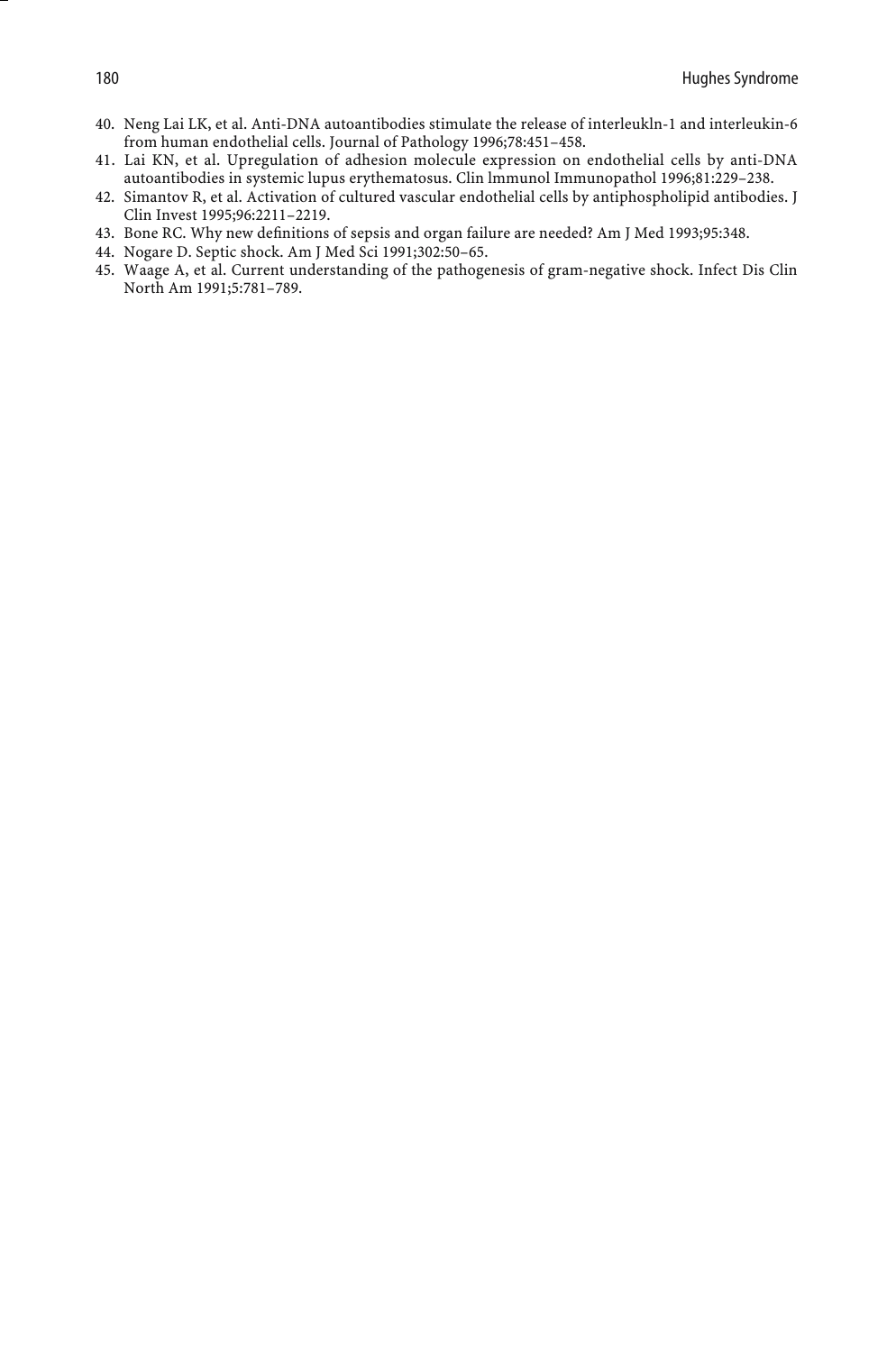40. Neng Lai LK, et al. Anti-DNA autoantibodies stimulate the release of interleukln-1 and interleukin-6 from human endothelial cells. Journal of Pathology 1996;78:451–458.
41. Lai KN, et al. Upregulation of adhesion molecule expression on endothelial cells by anti-DNA autoantibodies in systemic lupus erythematosus. Clin lmmunol Immunopathol 1996;81:229–238.
42. Simantov R, et al. Activation of cultured vascular endothelial cells by antiphospholipid antibodies. J Clin Invest 1995;96:2211–2219.
43. Bone RC. Why new definitions of sepsis and organ failure are needed? Am J Med 1993;95:348.
44. Nogare D. Septic shock. Am J Med Sci 1991;302:50–65.
45. Waage A, et al. Current understanding of the pathogenesis of gram-negative shock. Infect Dis Clin North Am 1991;5:781–789.